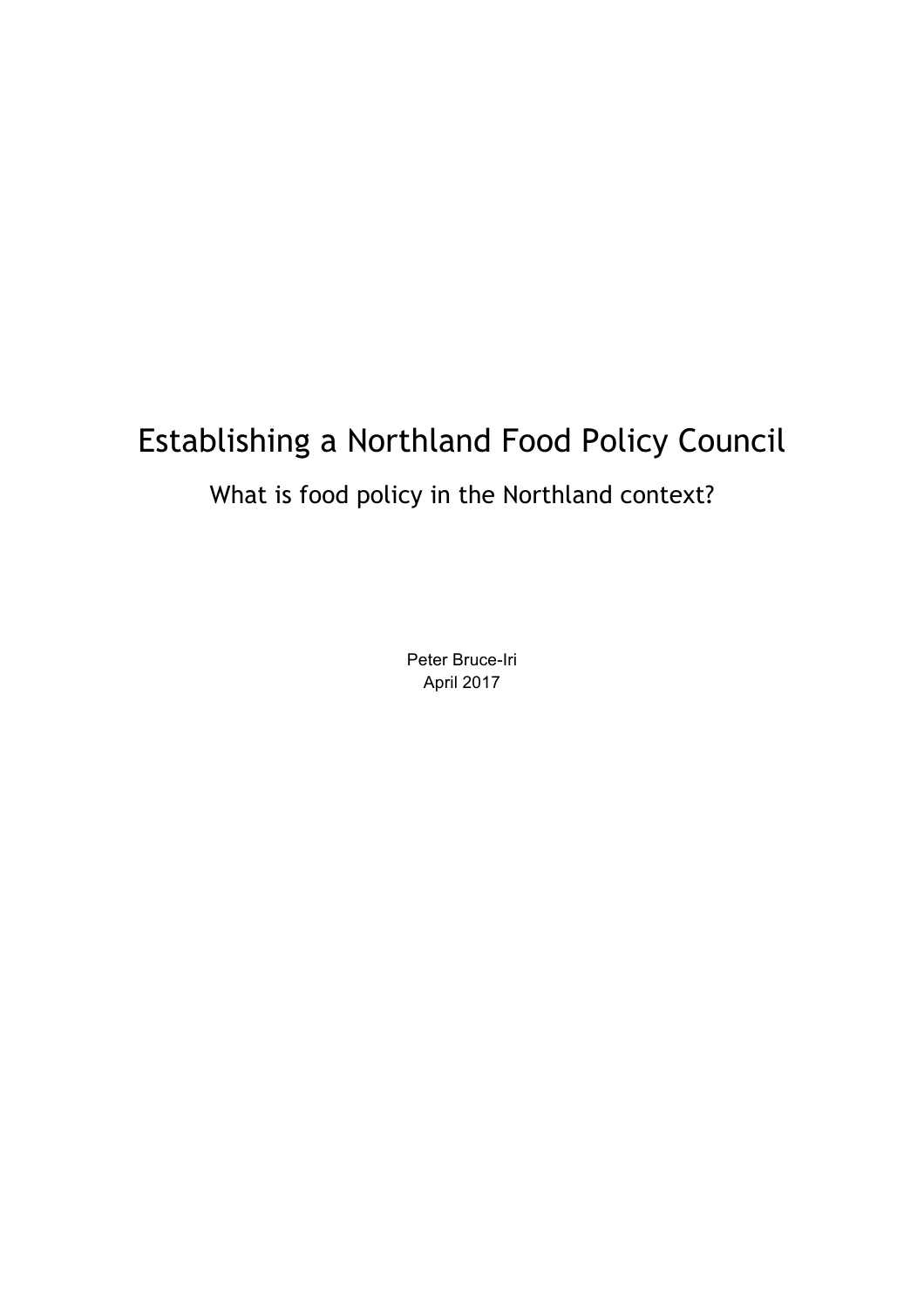# Establishing a Northland Food Policy Council

## What is food policy in the Northland context?

Peter Bruce-Iri
April 2017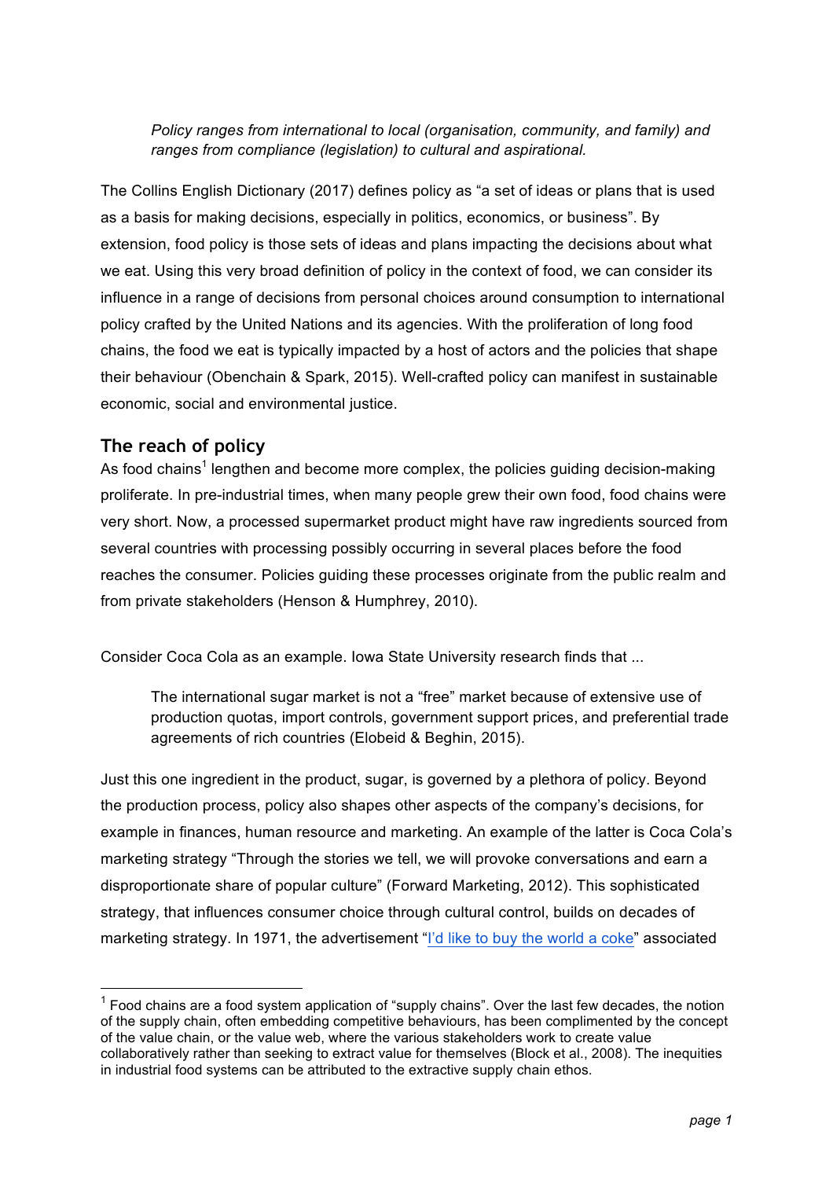*Policy ranges from international to local (organisation, community, and family) and ranges from compliance (legislation) to cultural and aspirational.*

The Collins English Dictionary (2017) defines policy as "a set of ideas or plans that is used as a basis for making decisions, especially in politics, economics, or business". By extension, food policy is those sets of ideas and plans impacting the decisions about what we eat. Using this very broad definition of policy in the context of food, we can consider its influence in a range of decisions from personal choices around consumption to international policy crafted by the United Nations and its agencies. With the proliferation of long food chains, the food we eat is typically impacted by a host of actors and the policies that shape their behaviour (Obenchain & Spark, 2015). Well-crafted policy can manifest in sustainable economic, social and environmental justice.

## The reach of policy

As food chains[1] lengthen and become more complex, the policies guiding decision-making proliferate. In pre-industrial times, when many people grew their own food, food chains were very short. Now, a processed supermarket product might have raw ingredients sourced from several countries with processing possibly occurring in several places before the food reaches the consumer. Policies guiding these processes originate from the public realm and from private stakeholders (Henson & Humphrey, 2010).

Consider Coca Cola as an example. Iowa State University research finds that ...

> The international sugar market is not a "free" market because of extensive use of production quotas, import controls, government support prices, and preferential trade agreements of rich countries (Elobeid & Beghin, 2015).

Just this one ingredient in the product, sugar, is governed by a plethora of policy. Beyond the production process, policy also shapes other aspects of the company's decisions, for example in finances, human resource and marketing. An example of the latter is Coca Cola's marketing strategy "Through the stories we tell, we will provoke conversations and earn a disproportionate share of popular culture" (Forward Marketing, 2012). This sophisticated strategy, that influences consumer choice through cultural control, builds on decades of marketing strategy. In 1971, the advertisement "I'd like to buy the world a coke" associated

[1] Food chains are a food system application of "supply chains". Over the last few decades, the notion of the supply chain, often embedding competitive behaviours, has been complimented by the concept of the value chain, or the value web, where the various stakeholders work to create value collaboratively rather than seeking to extract value for themselves (Block et al., 2008). The inequities in industrial food systems can be attributed to the extractive supply chain ethos.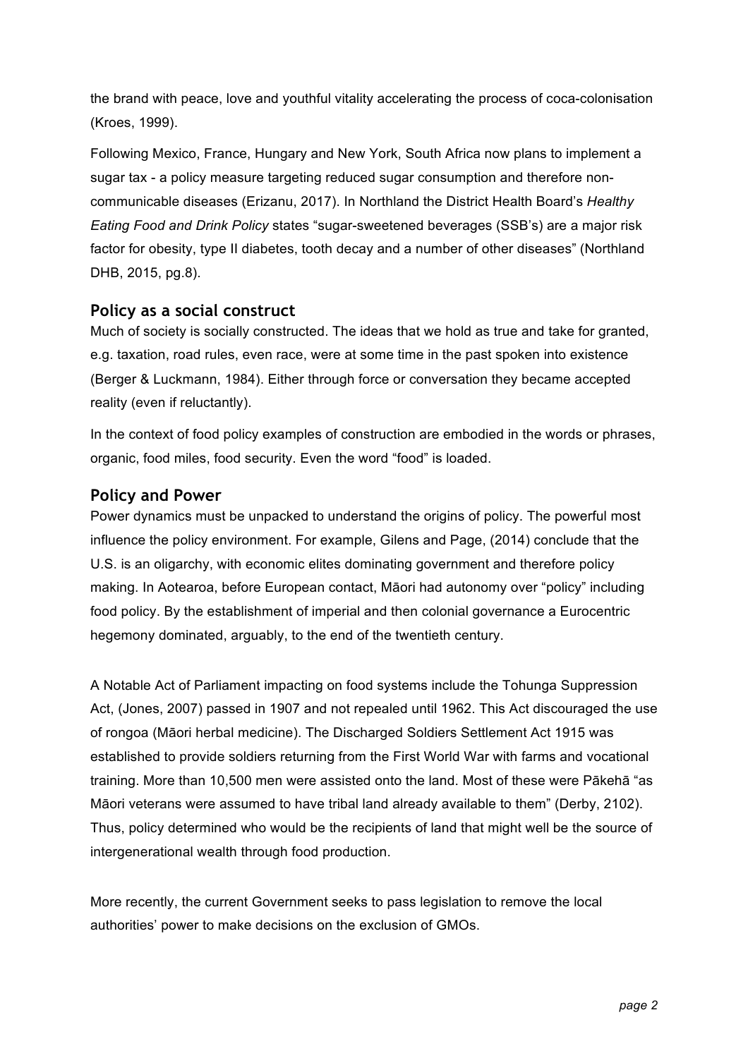the brand with peace, love and youthful vitality accelerating the process of coca-colonisation (Kroes, 1999).

Following Mexico, France, Hungary and New York, South Africa now plans to implement a sugar tax - a policy measure targeting reduced sugar consumption and therefore non-communicable diseases (Erizanu, 2017). In Northland the District Health Board's *Healthy Eating Food and Drink Policy* states "sugar-sweetened beverages (SSB's) are a major risk factor for obesity, type II diabetes, tooth decay and a number of other diseases" (Northland DHB, 2015, pg.8).

## Policy as a social construct

Much of society is socially constructed. The ideas that we hold as true and take for granted, e.g. taxation, road rules, even race, were at some time in the past spoken into existence (Berger & Luckmann, 1984). Either through force or conversation they became accepted reality (even if reluctantly).

In the context of food policy examples of construction are embodied in the words or phrases, organic, food miles, food security. Even the word "food" is loaded.

## Policy and Power

Power dynamics must be unpacked to understand the origins of policy. The powerful most influence the policy environment. For example, Gilens and Page, (2014) conclude that the U.S. is an oligarchy, with economic elites dominating government and therefore policy making. In Aotearoa, before European contact, Māori had autonomy over "policy" including food policy. By the establishment of imperial and then colonial governance a Eurocentric hegemony dominated, arguably, to the end of the twentieth century.

A Notable Act of Parliament impacting on food systems include the Tohunga Suppression Act, (Jones, 2007) passed in 1907 and not repealed until 1962. This Act discouraged the use of rongoa (Māori herbal medicine). The Discharged Soldiers Settlement Act 1915 was established to provide soldiers returning from the First World War with farms and vocational training. More than 10,500 men were assisted onto the land. Most of these were Pākehā "as Māori veterans were assumed to have tribal land already available to them" (Derby, 2102). Thus, policy determined who would be the recipients of land that might well be the source of intergenerational wealth through food production.

More recently, the current Government seeks to pass legislation to remove the local authorities' power to make decisions on the exclusion of GMOs.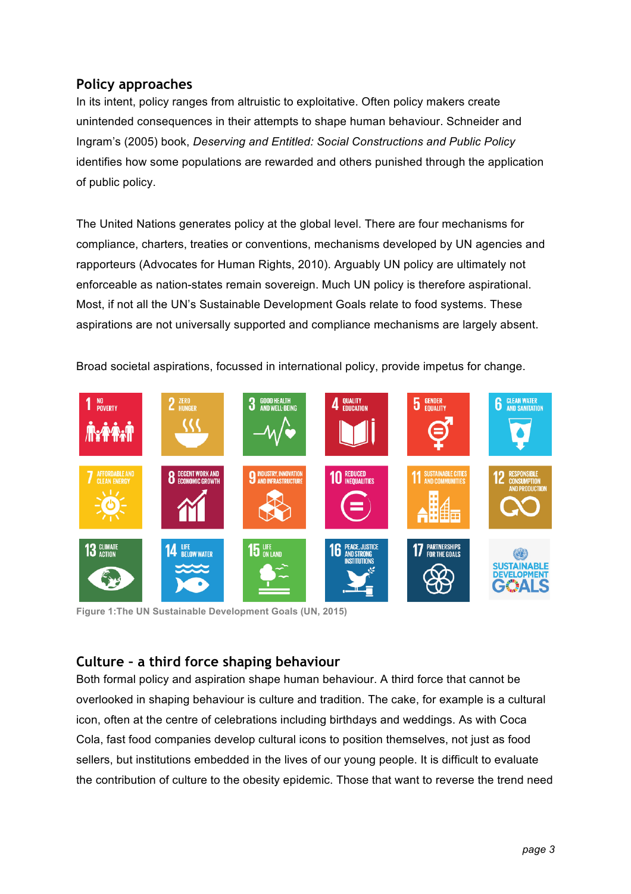## Policy approaches

In its intent, policy ranges from altruistic to exploitative. Often policy makers create unintended consequences in their attempts to shape human behaviour. Schneider and Ingram's (2005) book, *Deserving and Entitled: Social Constructions and Public Policy* identifies how some populations are rewarded and others punished through the application of public policy.

The United Nations generates policy at the global level. There are four mechanisms for compliance, charters, treaties or conventions, mechanisms developed by UN agencies and rapporteurs (Advocates for Human Rights, 2010). Arguably UN policy are ultimately not enforceable as nation-states remain sovereign. Much UN policy is therefore aspirational. Most, if not all the UN's Sustainable Development Goals relate to food systems. These aspirations are not universally supported and compliance mechanisms are largely absent.

Broad societal aspirations, focussed in international policy, provide impetus for change.

**Figure 1:The UN Sustainable Development Goals (UN, 2015)**

## Culture – a third force shaping behaviour

Both formal policy and aspiration shape human behaviour. A third force that cannot be overlooked in shaping behaviour is culture and tradition. The cake, for example is a cultural icon, often at the centre of celebrations including birthdays and weddings. As with Coca Cola, fast food companies develop cultural icons to position themselves, not just as food sellers, but institutions embedded in the lives of our young people. It is difficult to evaluate the contribution of culture to the obesity epidemic. Those that want to reverse the trend need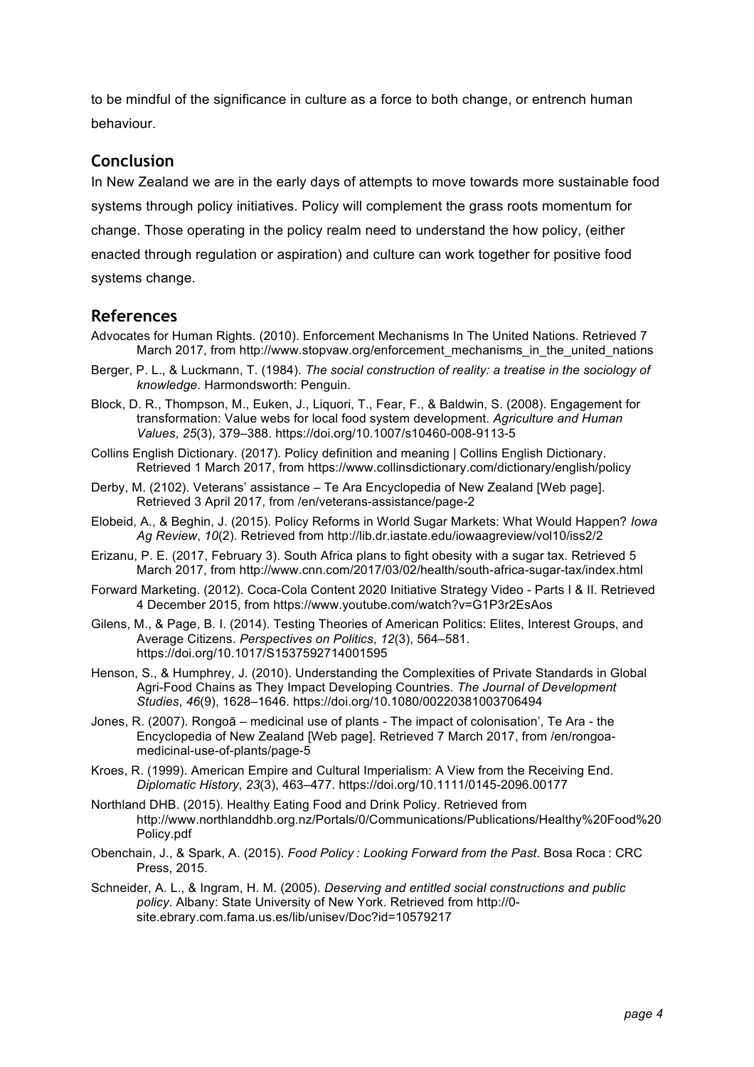to be mindful of the significance in culture as a force to both change, or entrench human behaviour.

## Conclusion

In New Zealand we are in the early days of attempts to move towards more sustainable food systems through policy initiatives. Policy will complement the grass roots momentum for change. Those operating in the policy realm need to understand the how policy, (either enacted through regulation or aspiration) and culture can work together for positive food systems change.

## References

Advocates for Human Rights. (2010). Enforcement Mechanisms In The United Nations. Retrieved 7 March 2017, from http://www.stopvaw.org/enforcement_mechanisms_in_the_united_nations

Berger, P. L., & Luckmann, T. (1984). *The social construction of reality: a treatise in the sociology of knowledge*. Harmondsworth: Penguin.

Block, D. R., Thompson, M., Euken, J., Liquori, T., Fear, F., & Baldwin, S. (2008). Engagement for transformation: Value webs for local food system development. *Agriculture and Human Values*, *25*(3), 379–388. https://doi.org/10.1007/s10460-008-9113-5

Collins English Dictionary. (2017). Policy definition and meaning | Collins English Dictionary. Retrieved 1 March 2017, from https://www.collinsdictionary.com/dictionary/english/policy

Derby, M. (2102). Veterans' assistance – Te Ara Encyclopedia of New Zealand [Web page]. Retrieved 3 April 2017, from /en/veterans-assistance/page-2

Elobeid, A., & Beghin, J. (2015). Policy Reforms in World Sugar Markets: What Would Happen? *Iowa Ag Review*, *10*(2). Retrieved from http://lib.dr.iastate.edu/iowaagreview/vol10/iss2/2

Erizanu, P. E. (2017, February 3). South Africa plans to fight obesity with a sugar tax. Retrieved 5 March 2017, from http://www.cnn.com/2017/03/02/health/south-africa-sugar-tax/index.html

Forward Marketing. (2012). Coca-Cola Content 2020 Initiative Strategy Video - Parts I & II. Retrieved 4 December 2015, from https://www.youtube.com/watch?v=G1P3r2EsAos

Gilens, M., & Page, B. I. (2014). Testing Theories of American Politics: Elites, Interest Groups, and Average Citizens. *Perspectives on Politics*, *12*(3), 564–581. https://doi.org/10.1017/S1537592714001595

Henson, S., & Humphrey, J. (2010). Understanding the Complexities of Private Standards in Global Agri-Food Chains as They Impact Developing Countries. *The Journal of Development Studies*, *46*(9), 1628–1646. https://doi.org/10.1080/00220381003706494

Jones, R. (2007). Rongoā – medicinal use of plants - The impact of colonisation', Te Ara - the Encyclopedia of New Zealand [Web page]. Retrieved 7 March 2017, from /en/rongoa-medicinal-use-of-plants/page-5

Kroes, R. (1999). American Empire and Cultural Imperialism: A View from the Receiving End. *Diplomatic History*, *23*(3), 463–477. https://doi.org/10.1111/0145-2096.00177

Northland DHB. (2015). Healthy Eating Food and Drink Policy. Retrieved from http://www.northlanddhb.org.nz/Portals/0/Communications/Publications/Healthy%20Food%20Policy.pdf

Obenchain, J., & Spark, A. (2015). *Food Policy : Looking Forward from the Past*. Bosa Roca : CRC Press, 2015.

Schneider, A. L., & Ingram, H. M. (2005). *Deserving and entitled social constructions and public policy*. Albany: State University of New York. Retrieved from http://0-site.ebrary.com.fama.us.es/lib/unisev/Doc?id=10579217